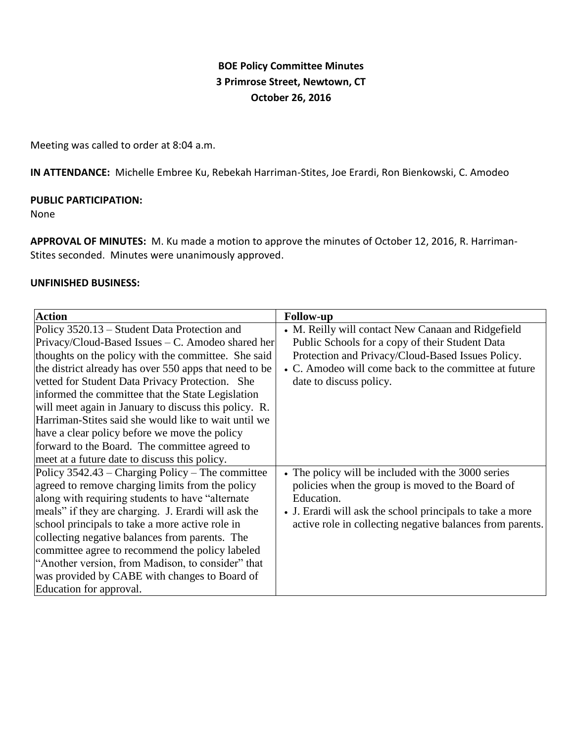# BOE Policy Committee Minutes
## 3 Primrose Street, Newtown, CT
## October 26, 2016

Meeting was called to order at 8:04 a.m.

**IN ATTENDANCE:** Michelle Embree Ku, Rebekah Harriman-Stites, Joe Erardi, Ron Bienkowski, C. Amodeo

**PUBLIC PARTICIPATION:**
None

**APPROVAL OF MINUTES:** M. Ku made a motion to approve the minutes of October 12, 2016, R. Harriman-Stites seconded. Minutes were unanimously approved.

**UNFINISHED BUSINESS:**

| Action | Follow-up |
|---|---|
| Policy 3520.13 – Student Data Protection and Privacy/Cloud-Based Issues – C. Amodeo shared her thoughts on the policy with the committee. She said the district already has over 550 apps that need to be vetted for Student Data Privacy Protection. She informed the committee that the State Legislation will meet again in January to discuss this policy. R. Harriman-Stites said she would like to wait until we have a clear policy before we move the policy forward to the Board. The committee agreed to meet at a future date to discuss this policy. | • M. Reilly will contact New Canaan and Ridgefield Public Schools for a copy of their Student Data Protection and Privacy/Cloud-Based Issues Policy. <br> • C. Amodeo will come back to the committee at future date to discuss policy. |
| Policy 3542.43 – Charging Policy – The committee agreed to remove charging limits from the policy along with requiring students to have "alternate meals" if they are charging. J. Erardi will ask the school principals to take a more active role in collecting negative balances from parents. The committee agree to recommend the policy labeled "Another version, from Madison, to consider" that was provided by CABE with changes to Board of Education for approval. | • The policy will be included with the 3000 series policies when the group is moved to the Board of Education. <br> • J. Erardi will ask the school principals to take a more active role in collecting negative balances from parents. |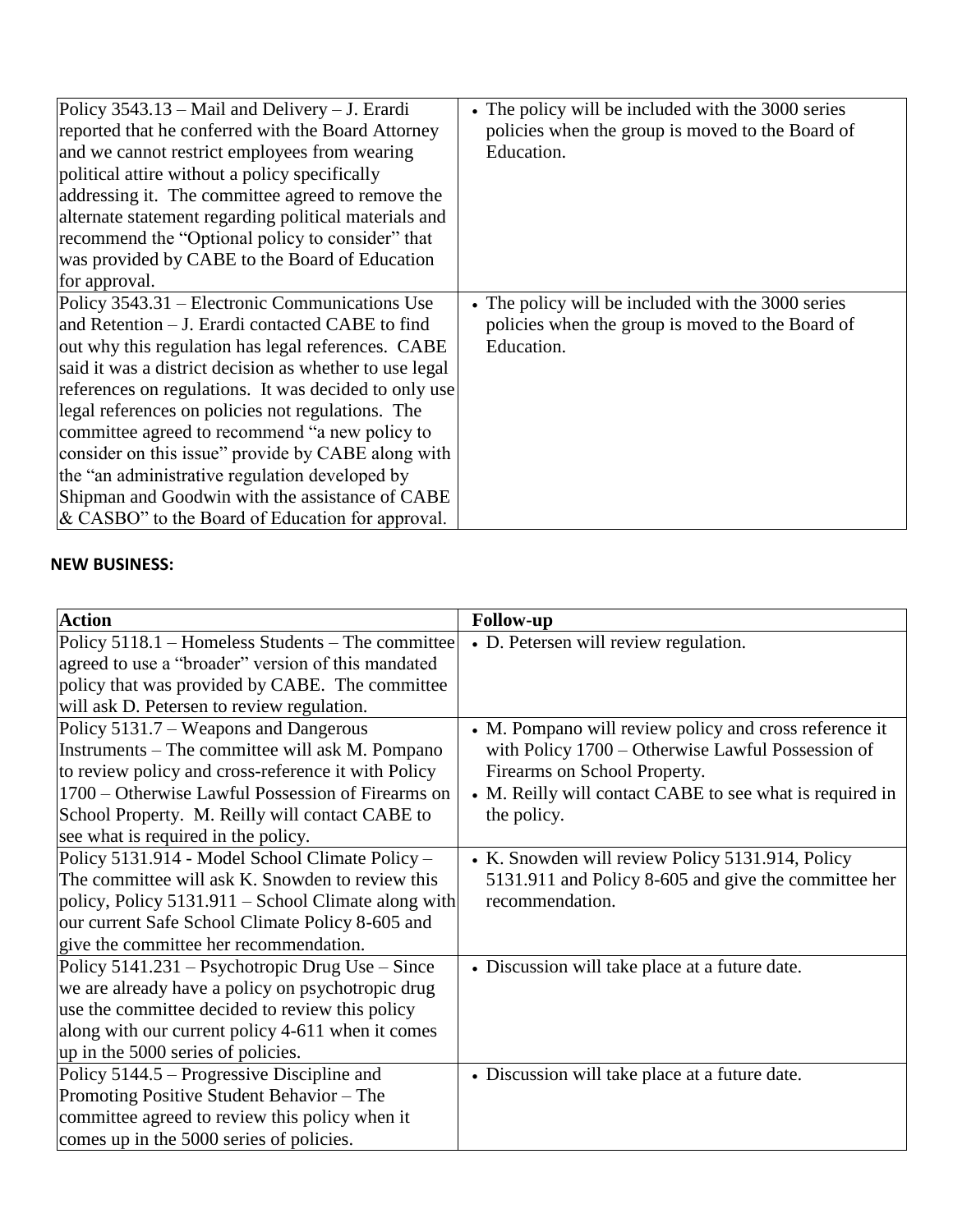| | |
|---|---|
| Policy 3543.13 – Mail and Delivery – J. Erardi reported that he conferred with the Board Attorney and we cannot restrict employees from wearing political attire without a policy specifically addressing it. The committee agreed to remove the alternate statement regarding political materials and recommend the "Optional policy to consider" that was provided by CABE to the Board of Education for approval. | • The policy will be included with the 3000 series policies when the group is moved to the Board of Education. |
| Policy 3543.31 – Electronic Communications Use and Retention – J. Erardi contacted CABE to find out why this regulation has legal references. CABE said it was a district decision as whether to use legal references on regulations. It was decided to only use legal references on policies not regulations. The committee agreed to recommend "a new policy to consider on this issue" provide by CABE along with the "an administrative regulation developed by Shipman and Goodwin with the assistance of CABE & CASBO" to the Board of Education for approval. | • The policy will be included with the 3000 series policies when the group is moved to the Board of Education. |

**NEW BUSINESS:**

| Action | Follow-up |
|---|---|
| Policy 5118.1 – Homeless Students – The committee agreed to use a "broader" version of this mandated policy that was provided by CABE. The committee will ask D. Petersen to review regulation. | • D. Petersen will review regulation. |
| Policy 5131.7 – Weapons and Dangerous Instruments – The committee will ask M. Pompano to review policy and cross-reference it with Policy 1700 – Otherwise Lawful Possession of Firearms on School Property. M. Reilly will contact CABE to see what is required in the policy. | • M. Pompano will review policy and cross reference it with Policy 1700 – Otherwise Lawful Possession of Firearms on School Property.<br>• M. Reilly will contact CABE to see what is required in the policy. |
| Policy 5131.914 - Model School Climate Policy – The committee will ask K. Snowden to review this policy, Policy 5131.911 – School Climate along with our current Safe School Climate Policy 8-605 and give the committee her recommendation. | • K. Snowden will review Policy 5131.914, Policy 5131.911 and Policy 8-605 and give the committee her recommendation. |
| Policy 5141.231 – Psychotropic Drug Use – Since we are already have a policy on psychotropic drug use the committee decided to review this policy along with our current policy 4-611 when it comes up in the 5000 series of policies. | • Discussion will take place at a future date. |
| Policy 5144.5 – Progressive Discipline and Promoting Positive Student Behavior – The committee agreed to review this policy when it comes up in the 5000 series of policies. | • Discussion will take place at a future date. |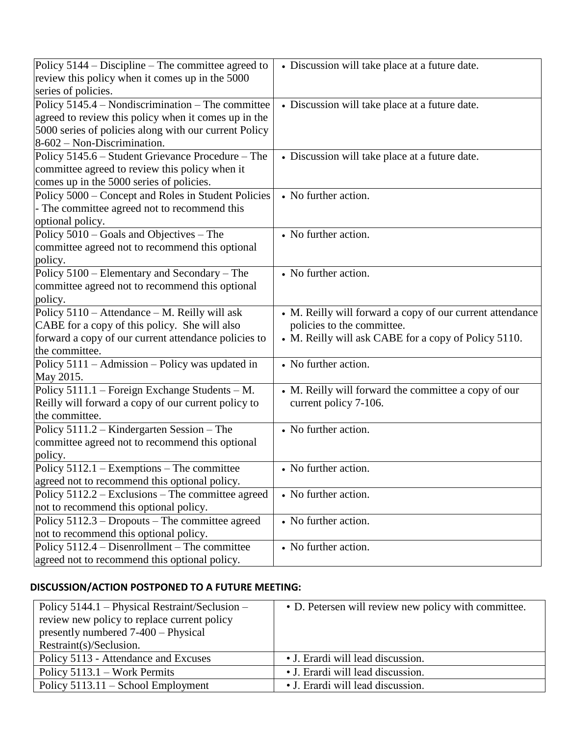| Policy | Action |
|---|---|
| Policy 5144 – Discipline – The committee agreed to review this policy when it comes up in the 5000 series of policies. | • Discussion will take place at a future date. |
| Policy 5145.4 – Nondiscrimination – The committee agreed to review this policy when it comes up in the 5000 series of policies along with our current Policy 8-602 – Non-Discrimination. | • Discussion will take place at a future date. |
| Policy 5145.6 – Student Grievance Procedure – The committee agreed to review this policy when it comes up in the 5000 series of policies. | • Discussion will take place at a future date. |
| Policy 5000 – Concept and Roles in Student Policies - The committee agreed not to recommend this optional policy. | • No further action. |
| Policy 5010 – Goals and Objectives – The committee agreed not to recommend this optional policy. | • No further action. |
| Policy 5100 – Elementary and Secondary – The committee agreed not to recommend this optional policy. | • No further action. |
| Policy 5110 – Attendance – M. Reilly will ask CABE for a copy of this policy. She will also forward a copy of our current attendance policies to the committee. | • M. Reilly will forward a copy of our current attendance policies to the committee. • M. Reilly will ask CABE for a copy of Policy 5110. |
| Policy 5111 – Admission – Policy was updated in May 2015. | • No further action. |
| Policy 5111.1 – Foreign Exchange Students – M. Reilly will forward a copy of our current policy to the committee. | • M. Reilly will forward the committee a copy of our current policy 7-106. |
| Policy 5111.2 – Kindergarten Session – The committee agreed not to recommend this optional policy. | • No further action. |
| Policy 5112.1 – Exemptions – The committee agreed not to recommend this optional policy. | • No further action. |
| Policy 5112.2 – Exclusions – The committee agreed not to recommend this optional policy. | • No further action. |
| Policy 5112.3 – Dropouts – The committee agreed not to recommend this optional policy. | • No further action. |
| Policy 5112.4 – Disenrollment – The committee agreed not to recommend this optional policy. | • No further action. |

**DISCUSSION/ACTION POSTPONED TO A FUTURE MEETING:**

| Policy | Action |
|---|---|
| Policy 5144.1 – Physical Restraint/Seclusion – review new policy to replace current policy presently numbered 7-400 – Physical Restraint(s)/Seclusion. | • D. Petersen will review new policy with committee. |
| Policy 5113 - Attendance and Excuses | • J. Erardi will lead discussion. |
| Policy 5113.1 – Work Permits | • J. Erardi will lead discussion. |
| Policy 5113.11 – School Employment | • J. Erardi will lead discussion. |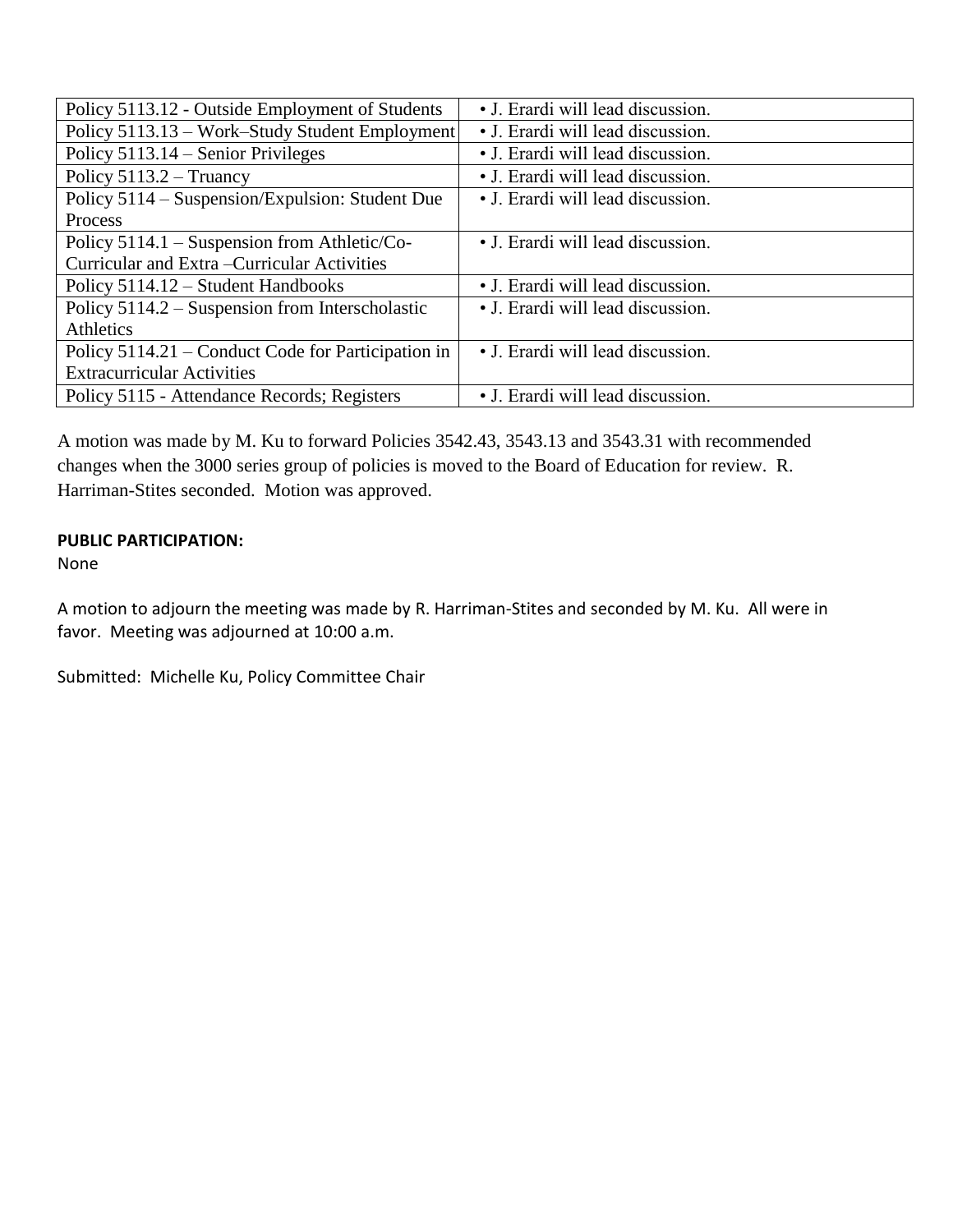| | |
|---|---|
| Policy 5113.12 - Outside Employment of Students | • J. Erardi will lead discussion. |
| Policy 5113.13 – Work–Study Student Employment | • J. Erardi will lead discussion. |
| Policy 5113.14 – Senior Privileges | • J. Erardi will lead discussion. |
| Policy 5113.2 – Truancy | • J. Erardi will lead discussion. |
| Policy 5114 – Suspension/Expulsion: Student Due Process | • J. Erardi will lead discussion. |
| Policy 5114.1 – Suspension from Athletic/Co-Curricular and Extra –Curricular Activities | • J. Erardi will lead discussion. |
| Policy 5114.12 – Student Handbooks | • J. Erardi will lead discussion. |
| Policy 5114.2 – Suspension from Interscholastic Athletics | • J. Erardi will lead discussion. |
| Policy 5114.21 – Conduct Code for Participation in Extracurricular Activities | • J. Erardi will lead discussion. |
| Policy 5115 - Attendance Records; Registers | • J. Erardi will lead discussion. |

A motion was made by M. Ku to forward Policies 3542.43, 3543.13 and 3543.31 with recommended changes when the 3000 series group of policies is moved to the Board of Education for review. R. Harriman-Stites seconded. Motion was approved.

**PUBLIC PARTICIPATION:**

None

A motion to adjourn the meeting was made by R. Harriman-Stites and seconded by M. Ku. All were in favor. Meeting was adjourned at 10:00 a.m.

Submitted: Michelle Ku, Policy Committee Chair